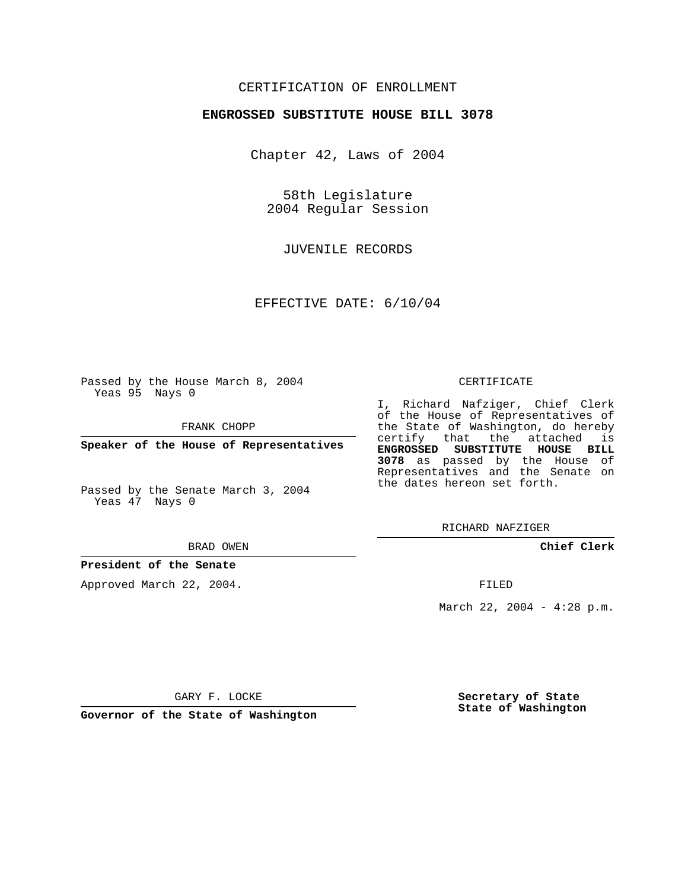CERTIFICATION OF ENROLLMENT

**ENGROSSED SUBSTITUTE HOUSE BILL 3078**

Chapter 42, Laws of 2004

58th Legislature
2004 Regular Session

JUVENILE RECORDS

EFFECTIVE DATE: 6/10/04

Passed by the House March 8, 2004
Yeas 95 Nays 0

FRANK CHOPP

**Speaker of the House of Representatives**

Passed by the Senate March 3, 2004
Yeas 47 Nays 0

BRAD OWEN

**President of the Senate**

Approved March 22, 2004.

GARY F. LOCKE

**Governor of the State of Washington**

CERTIFICATE

I, Richard Nafziger, Chief Clerk of the House of Representatives of the State of Washington, do hereby certify that the attached is **ENGROSSED SUBSTITUTE HOUSE BILL 3078** as passed by the House of Representatives and the Senate on the dates hereon set forth.

RICHARD NAFZIGER

**Chief Clerk**

FILED

March 22, 2004 - 4:28 p.m.

**Secretary of State**
**State of Washington**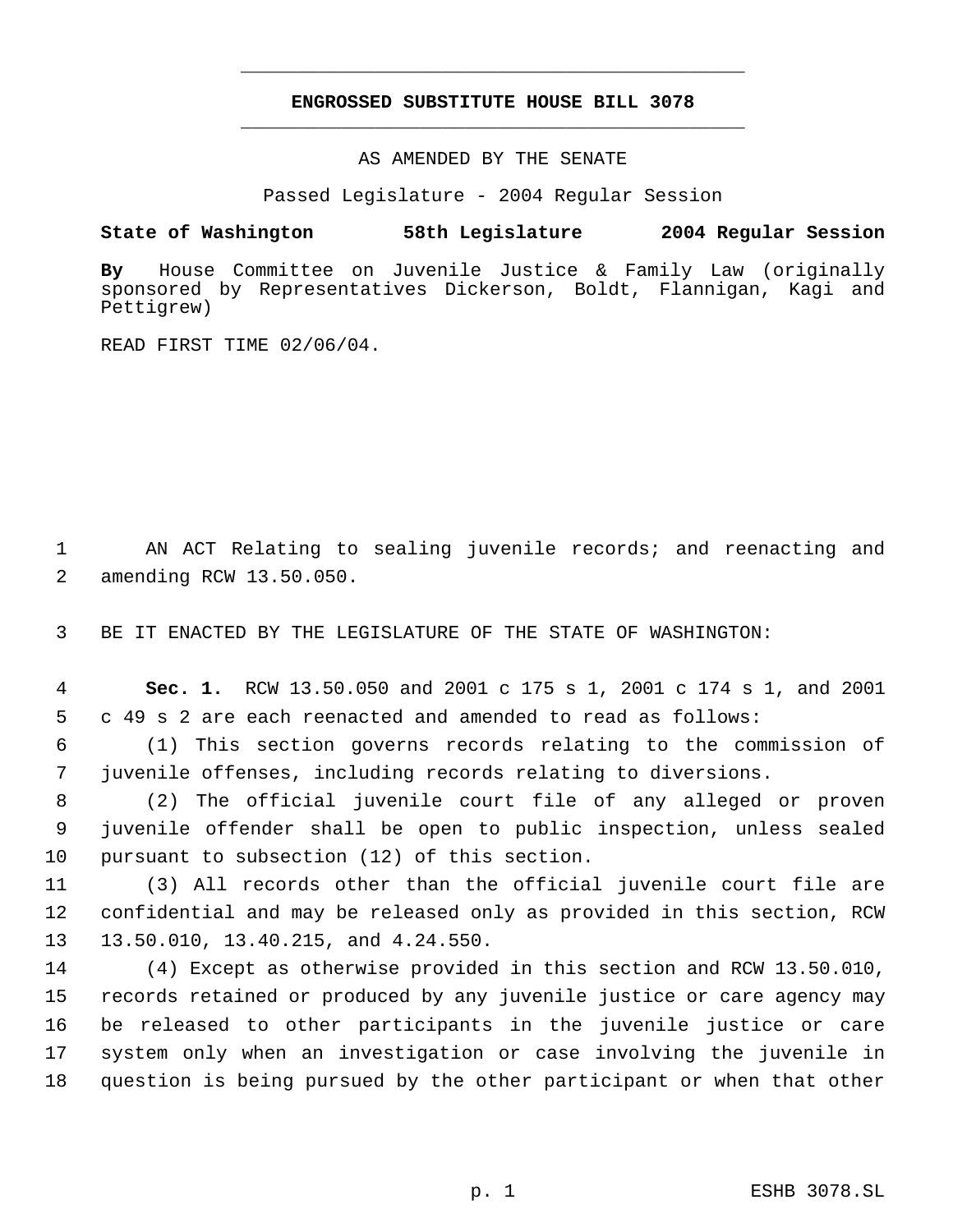# ENGROSSED SUBSTITUTE HOUSE BILL 3078

AS AMENDED BY THE SENATE

Passed Legislature - 2004 Regular Session

**State of Washington 58th Legislature 2004 Regular Session**

**By** House Committee on Juvenile Justice & Family Law (originally sponsored by Representatives Dickerson, Boldt, Flannigan, Kagi and Pettigrew)

READ FIRST TIME 02/06/04.

AN ACT Relating to sealing juvenile records; and reenacting and amending RCW 13.50.050.

BE IT ENACTED BY THE LEGISLATURE OF THE STATE OF WASHINGTON:

**Sec. 1.** RCW 13.50.050 and 2001 c 175 s 1, 2001 c 174 s 1, and 2001 c 49 s 2 are each reenacted and amended to read as follows:

(1) This section governs records relating to the commission of juvenile offenses, including records relating to diversions.

(2) The official juvenile court file of any alleged or proven juvenile offender shall be open to public inspection, unless sealed pursuant to subsection (12) of this section.

(3) All records other than the official juvenile court file are confidential and may be released only as provided in this section, RCW 13.50.010, 13.40.215, and 4.24.550.

(4) Except as otherwise provided in this section and RCW 13.50.010, records retained or produced by any juvenile justice or care agency may be released to other participants in the juvenile justice or care system only when an investigation or case involving the juvenile in question is being pursued by the other participant or when that other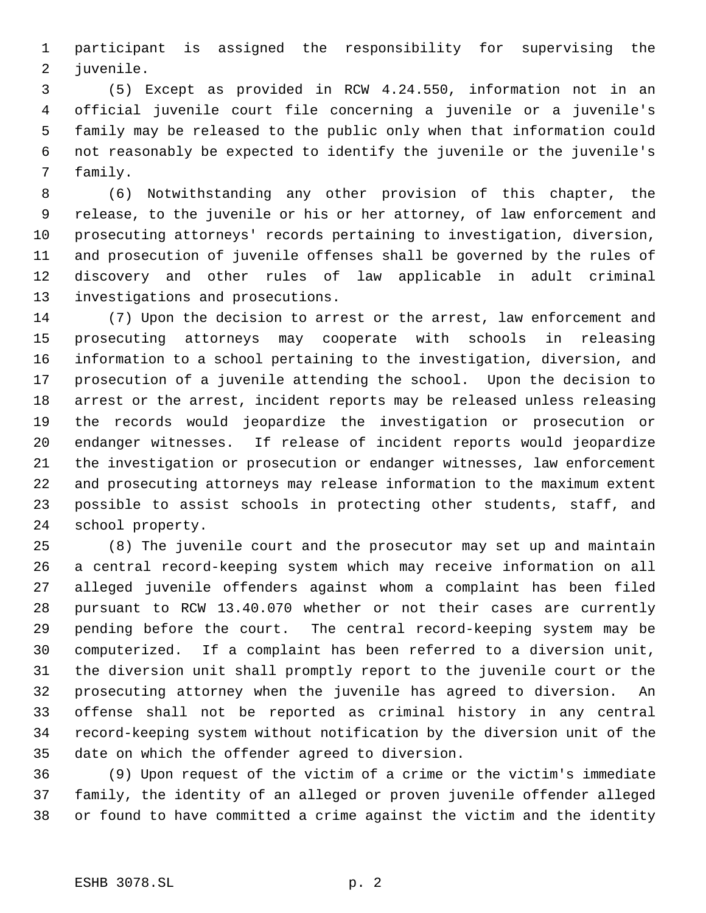participant is assigned the responsibility for supervising the juvenile.

(5) Except as provided in RCW 4.24.550, information not in an official juvenile court file concerning a juvenile or a juvenile's family may be released to the public only when that information could not reasonably be expected to identify the juvenile or the juvenile's family.

(6) Notwithstanding any other provision of this chapter, the release, to the juvenile or his or her attorney, of law enforcement and prosecuting attorneys' records pertaining to investigation, diversion, and prosecution of juvenile offenses shall be governed by the rules of discovery and other rules of law applicable in adult criminal investigations and prosecutions.

(7) Upon the decision to arrest or the arrest, law enforcement and prosecuting attorneys may cooperate with schools in releasing information to a school pertaining to the investigation, diversion, and prosecution of a juvenile attending the school. Upon the decision to arrest or the arrest, incident reports may be released unless releasing the records would jeopardize the investigation or prosecution or endanger witnesses. If release of incident reports would jeopardize the investigation or prosecution or endanger witnesses, law enforcement and prosecuting attorneys may release information to the maximum extent possible to assist schools in protecting other students, staff, and school property.

(8) The juvenile court and the prosecutor may set up and maintain a central record-keeping system which may receive information on all alleged juvenile offenders against whom a complaint has been filed pursuant to RCW 13.40.070 whether or not their cases are currently pending before the court. The central record-keeping system may be computerized. If a complaint has been referred to a diversion unit, the diversion unit shall promptly report to the juvenile court or the prosecuting attorney when the juvenile has agreed to diversion. An offense shall not be reported as criminal history in any central record-keeping system without notification by the diversion unit of the date on which the offender agreed to diversion.

(9) Upon request of the victim of a crime or the victim's immediate family, the identity of an alleged or proven juvenile offender alleged or found to have committed a crime against the victim and the identity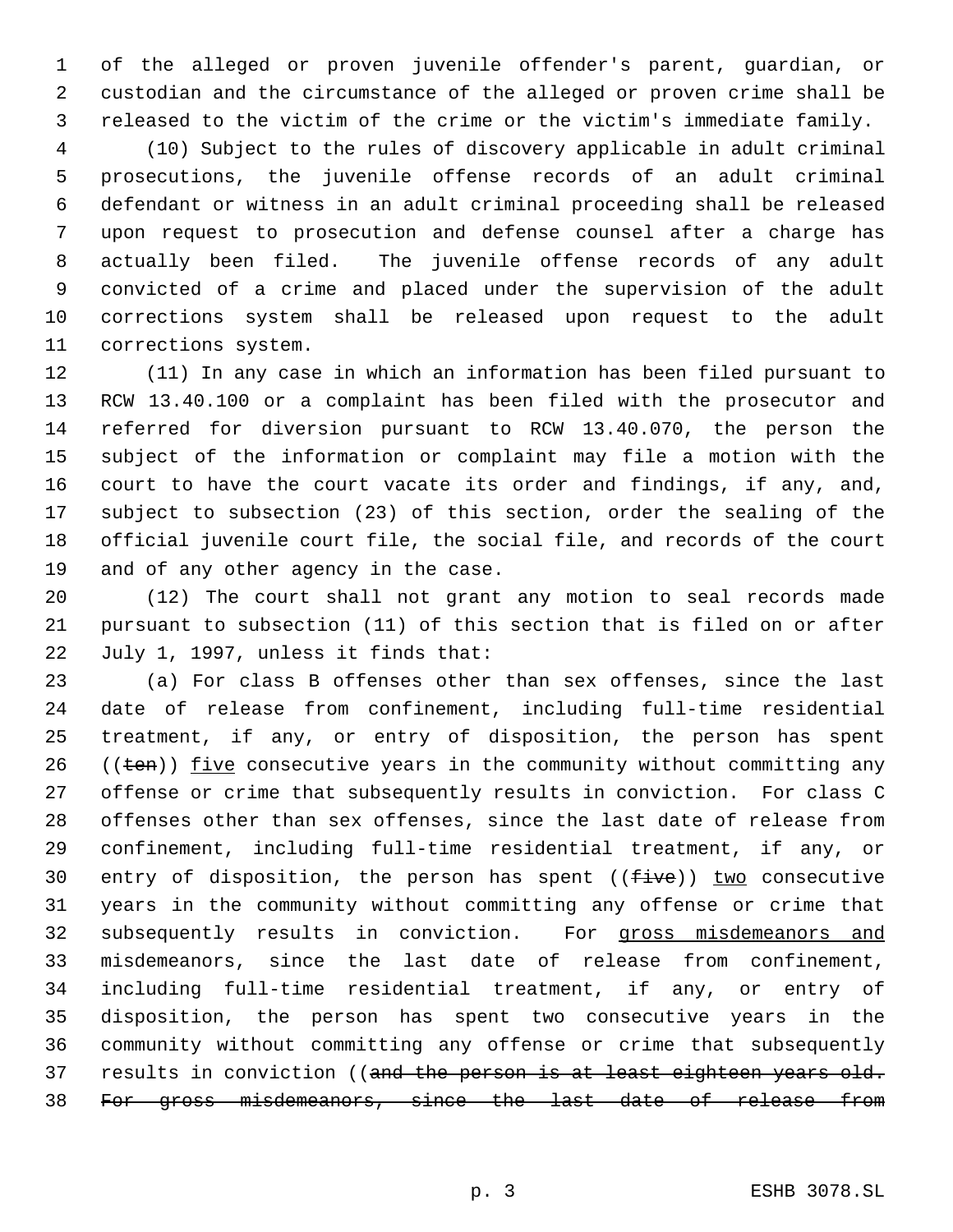of the alleged or proven juvenile offender's parent, guardian, or custodian and the circumstance of the alleged or proven crime shall be released to the victim of the crime or the victim's immediate family.

(10) Subject to the rules of discovery applicable in adult criminal prosecutions, the juvenile offense records of an adult criminal defendant or witness in an adult criminal proceeding shall be released upon request to prosecution and defense counsel after a charge has actually been filed. The juvenile offense records of any adult convicted of a crime and placed under the supervision of the adult corrections system shall be released upon request to the adult corrections system.

(11) In any case in which an information has been filed pursuant to RCW 13.40.100 or a complaint has been filed with the prosecutor and referred for diversion pursuant to RCW 13.40.070, the person the subject of the information or complaint may file a motion with the court to have the court vacate its order and findings, if any, and, subject to subsection (23) of this section, order the sealing of the official juvenile court file, the social file, and records of the court and of any other agency in the case.

(12) The court shall not grant any motion to seal records made pursuant to subsection (11) of this section that is filed on or after July 1, 1997, unless it finds that:

(a) For class B offenses other than sex offenses, since the last date of release from confinement, including full-time residential treatment, if any, or entry of disposition, the person has spent ((~~ten~~)) <u>five</u> consecutive years in the community without committing any offense or crime that subsequently results in conviction. For class C offenses other than sex offenses, since the last date of release from confinement, including full-time residential treatment, if any, or entry of disposition, the person has spent ((~~five~~)) <u>two</u> consecutive years in the community without committing any offense or crime that subsequently results in conviction. For <u>gross misdemeanors and</u> misdemeanors, since the last date of release from confinement, including full-time residential treatment, if any, or entry of disposition, the person has spent two consecutive years in the community without committing any offense or crime that subsequently results in conviction ((~~and the person is at least eighteen years old. For gross misdemeanors, since the last date of release from~~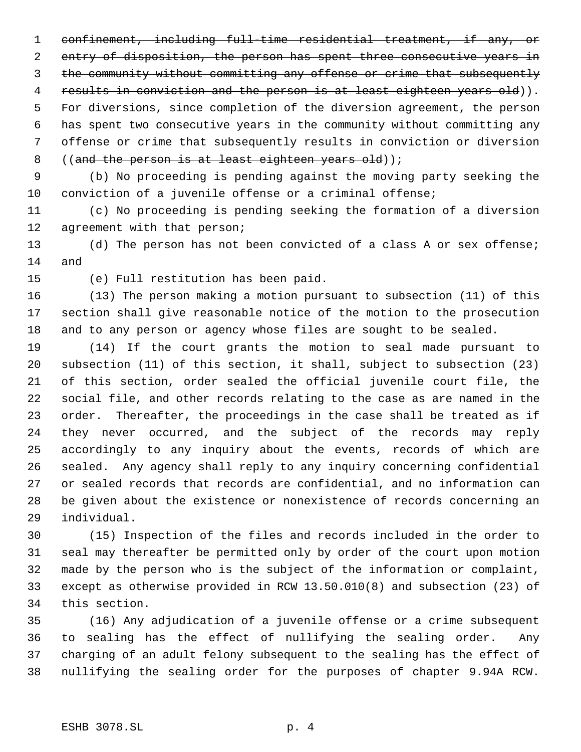~~confinement, including full-time residential treatment, if any, or entry of disposition, the person has spent three consecutive years in the community without committing any offense or crime that subsequently results in conviction and the person is at least eighteen years old~~)). For diversions, since completion of the diversion agreement, the person has spent two consecutive years in the community without committing any offense or crime that subsequently results in conviction or diversion ((~~and the person is at least eighteen years old~~));

(b) No proceeding is pending against the moving party seeking the conviction of a juvenile offense or a criminal offense;

(c) No proceeding is pending seeking the formation of a diversion agreement with that person;

(d) The person has not been convicted of a class A or sex offense; and

(e) Full restitution has been paid.

(13) The person making a motion pursuant to subsection (11) of this section shall give reasonable notice of the motion to the prosecution and to any person or agency whose files are sought to be sealed.

(14) If the court grants the motion to seal made pursuant to subsection (11) of this section, it shall, subject to subsection (23) of this section, order sealed the official juvenile court file, the social file, and other records relating to the case as are named in the order. Thereafter, the proceedings in the case shall be treated as if they never occurred, and the subject of the records may reply accordingly to any inquiry about the events, records of which are sealed. Any agency shall reply to any inquiry concerning confidential or sealed records that records are confidential, and no information can be given about the existence or nonexistence of records concerning an individual.

(15) Inspection of the files and records included in the order to seal may thereafter be permitted only by order of the court upon motion made by the person who is the subject of the information or complaint, except as otherwise provided in RCW 13.50.010(8) and subsection (23) of this section.

(16) Any adjudication of a juvenile offense or a crime subsequent to sealing has the effect of nullifying the sealing order. Any charging of an adult felony subsequent to the sealing has the effect of nullifying the sealing order for the purposes of chapter 9.94A RCW.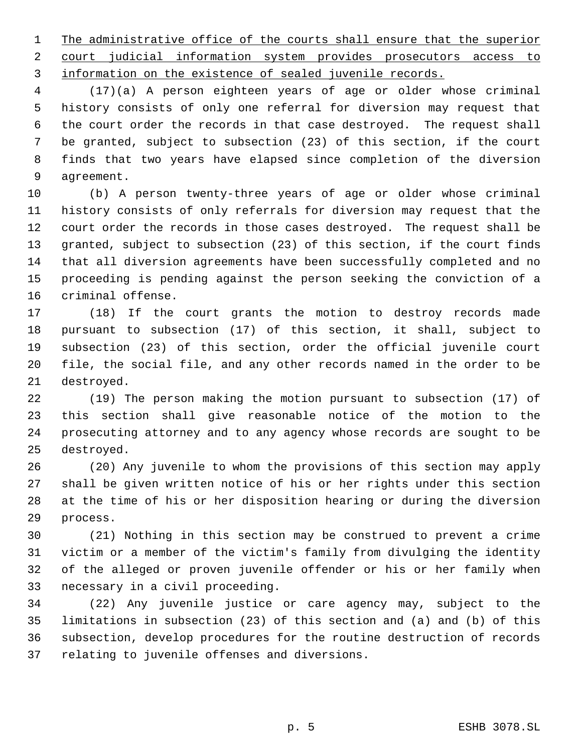The administrative office of the courts shall ensure that the superior court judicial information system provides prosecutors access to information on the existence of sealed juvenile records.

(17)(a) A person eighteen years of age or older whose criminal history consists of only one referral for diversion may request that the court order the records in that case destroyed. The request shall be granted, subject to subsection (23) of this section, if the court finds that two years have elapsed since completion of the diversion agreement.

(b) A person twenty-three years of age or older whose criminal history consists of only referrals for diversion may request that the court order the records in those cases destroyed. The request shall be granted, subject to subsection (23) of this section, if the court finds that all diversion agreements have been successfully completed and no proceeding is pending against the person seeking the conviction of a criminal offense.

(18) If the court grants the motion to destroy records made pursuant to subsection (17) of this section, it shall, subject to subsection (23) of this section, order the official juvenile court file, the social file, and any other records named in the order to be destroyed.

(19) The person making the motion pursuant to subsection (17) of this section shall give reasonable notice of the motion to the prosecuting attorney and to any agency whose records are sought to be destroyed.

(20) Any juvenile to whom the provisions of this section may apply shall be given written notice of his or her rights under this section at the time of his or her disposition hearing or during the diversion process.

(21) Nothing in this section may be construed to prevent a crime victim or a member of the victim's family from divulging the identity of the alleged or proven juvenile offender or his or her family when necessary in a civil proceeding.

(22) Any juvenile justice or care agency may, subject to the limitations in subsection (23) of this section and (a) and (b) of this subsection, develop procedures for the routine destruction of records relating to juvenile offenses and diversions.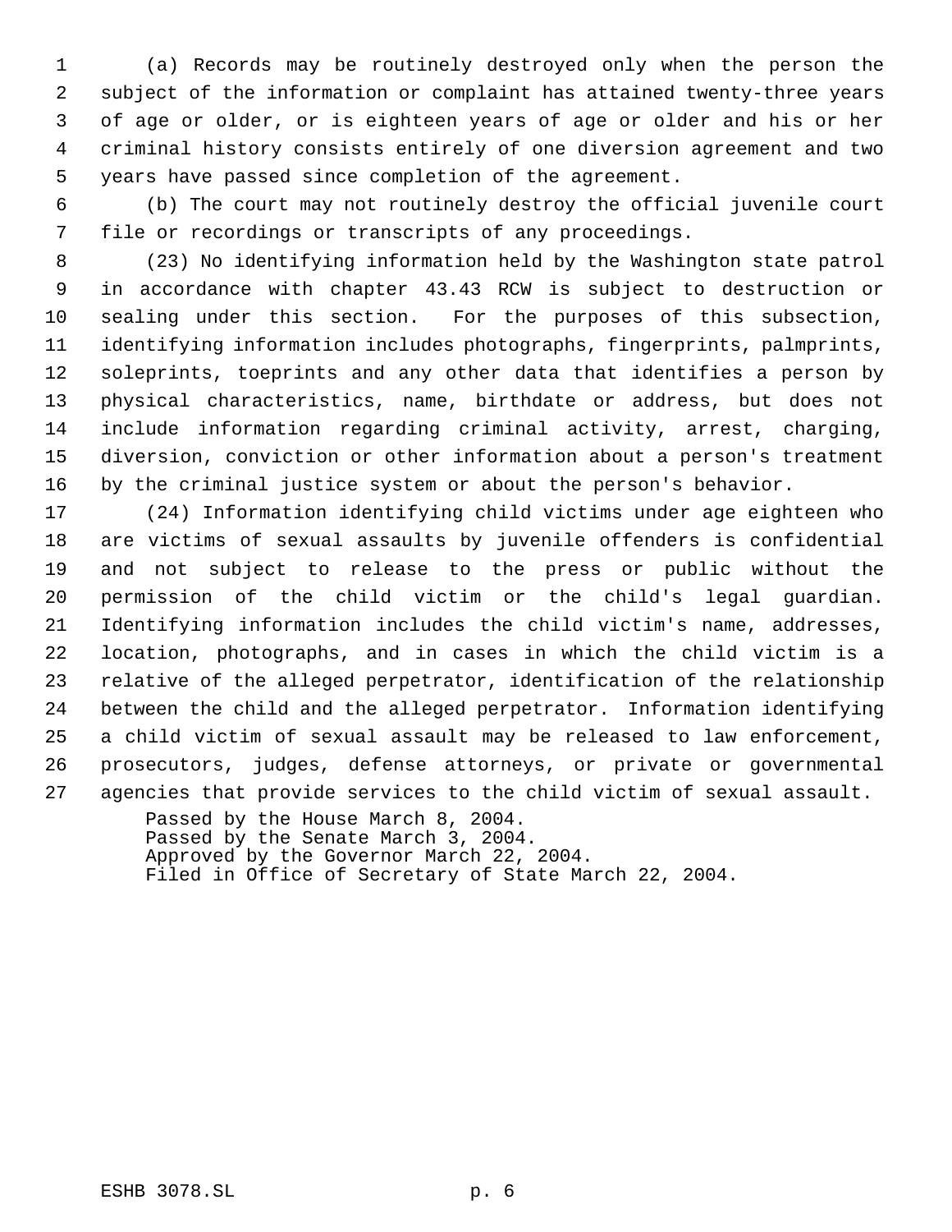(a) Records may be routinely destroyed only when the person the subject of the information or complaint has attained twenty-three years of age or older, or is eighteen years of age or older and his or her criminal history consists entirely of one diversion agreement and two years have passed since completion of the agreement.

(b) The court may not routinely destroy the official juvenile court file or recordings or transcripts of any proceedings.

(23) No identifying information held by the Washington state patrol in accordance with chapter 43.43 RCW is subject to destruction or sealing under this section. For the purposes of this subsection, identifying information includes photographs, fingerprints, palmprints, soleprints, toeprints and any other data that identifies a person by physical characteristics, name, birthdate or address, but does not include information regarding criminal activity, arrest, charging, diversion, conviction or other information about a person's treatment by the criminal justice system or about the person's behavior.

(24) Information identifying child victims under age eighteen who are victims of sexual assaults by juvenile offenders is confidential and not subject to release to the press or public without the permission of the child victim or the child's legal guardian. Identifying information includes the child victim's name, addresses, location, photographs, and in cases in which the child victim is a relative of the alleged perpetrator, identification of the relationship between the child and the alleged perpetrator. Information identifying a child victim of sexual assault may be released to law enforcement, prosecutors, judges, defense attorneys, or private or governmental agencies that provide services to the child victim of sexual assault.

Passed by the House March 8, 2004.
Passed by the Senate March 3, 2004.
Approved by the Governor March 22, 2004.
Filed in Office of Secretary of State March 22, 2004.